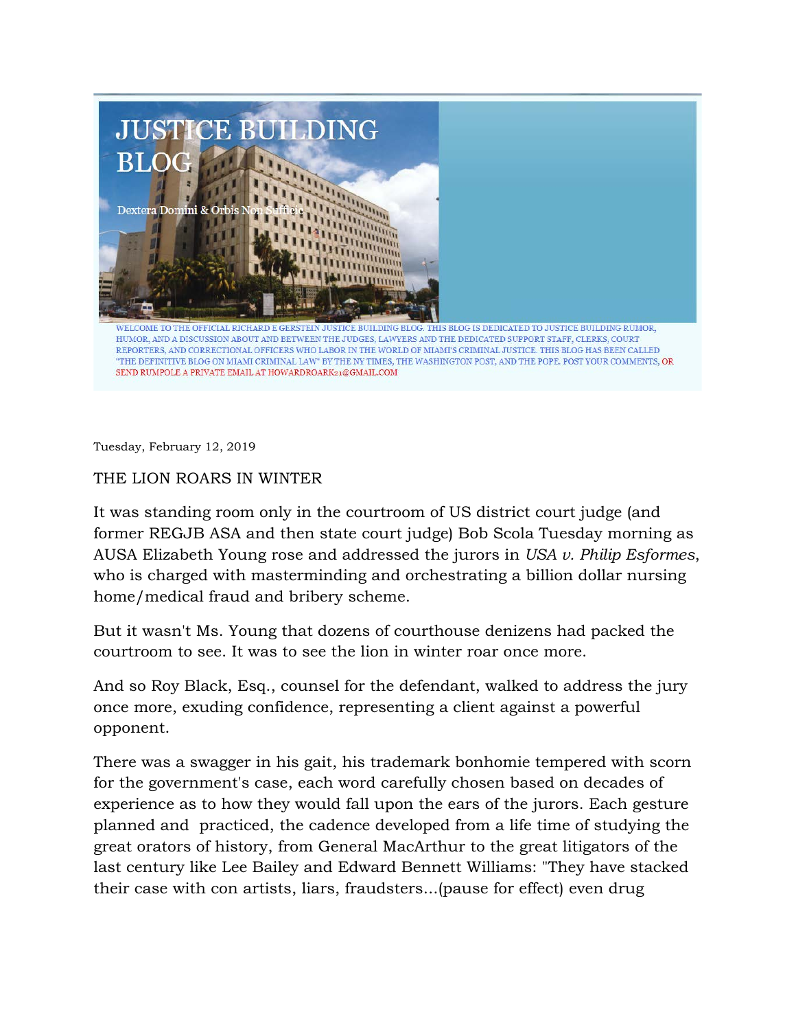# JUSTICE BUILDING BLOG

Dextera Domini & Orbis Non Sufficit

WELCOME TO THE OFFICIAL RICHARD E GERSTEIN JUSTICE BUILDING BLOG. THIS BLOG IS DEDICATED TO JUSTICE BUILDING RUMOR, HUMOR, AND A DISCUSSION ABOUT AND BETWEEN THE JUDGES, LAWYERS AND THE DEDICATED SUPPORT STAFF, CLERKS, COURT REPORTERS, AND CORRECTIONAL OFFICERS WHO LABOR IN THE WORLD OF MIAMI'S CRIMINAL JUSTICE. THIS BLOG HAS BEEN CALLED "THE DEFINITIVE BLOG ON MIAMI CRIMINAL LAW" BY THE NY TIMES, THE WASHINGTON POST, AND THE POPE. POST YOUR COMMENTS, OR SEND RUMPOLE A PRIVATE EMAIL AT HOWARDROARK21@GMAIL.COM

Tuesday, February 12, 2019

## THE LION ROARS IN WINTER

It was standing room only in the courtroom of US district court judge (and former REGJB ASA and then state court judge) Bob Scola Tuesday morning as AUSA Elizabeth Young rose and addressed the jurors in *USA v. Philip Esformes*, who is charged with masterminding and orchestrating a billion dollar nursing home/medical fraud and bribery scheme.

But it wasn't Ms. Young that dozens of courthouse denizens had packed the courtroom to see. It was to see the lion in winter roar once more.

And so Roy Black, Esq., counsel for the defendant, walked to address the jury once more, exuding confidence, representing a client against a powerful opponent.

There was a swagger in his gait, his trademark bonhomie tempered with scorn for the government's case, each word carefully chosen based on decades of experience as to how they would fall upon the ears of the jurors. Each gesture planned and practiced, the cadence developed from a life time of studying the great orators of history, from General MacArthur to the great litigators of the last century like Lee Bailey and Edward Bennett Williams: "They have stacked their case with con artists, liars, fraudsters...(pause for effect) even drug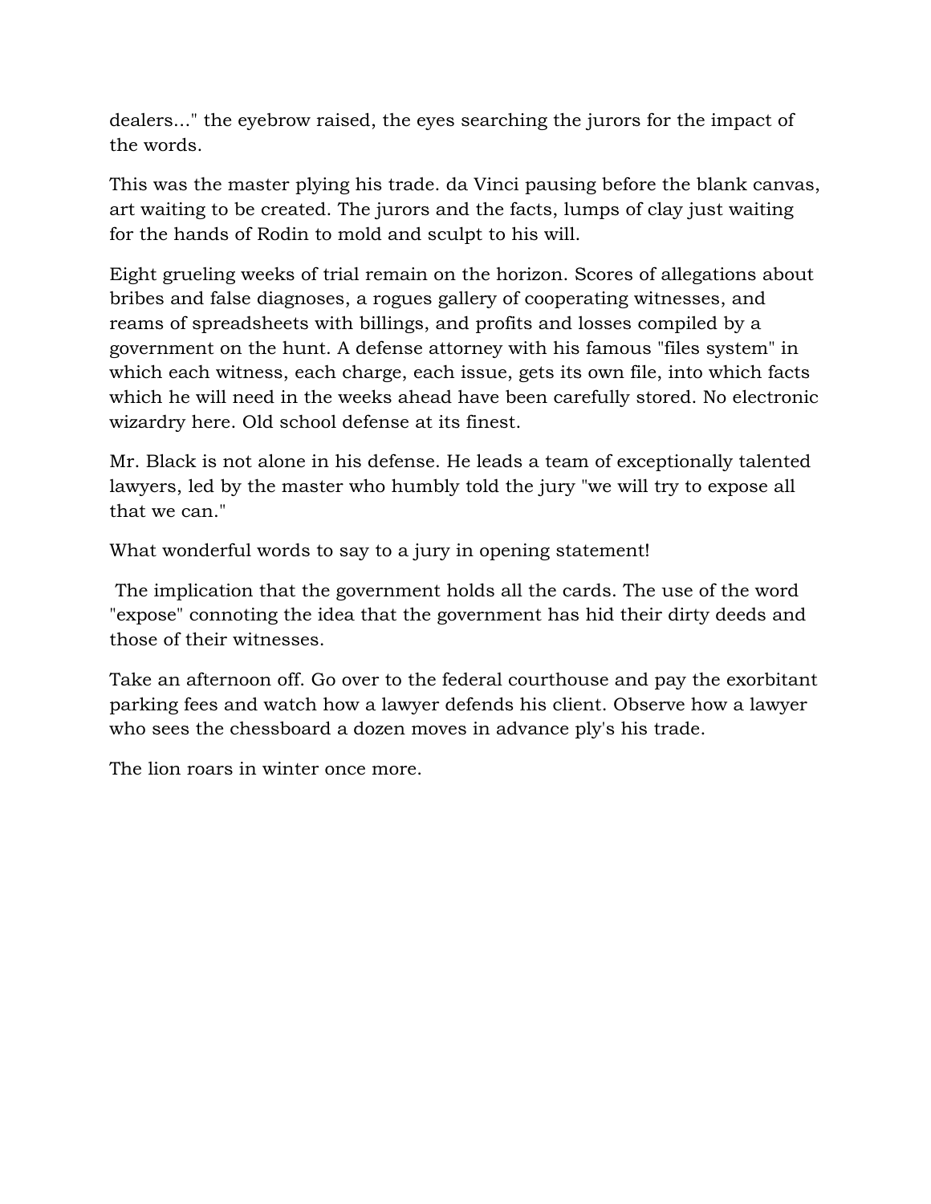dealers..." the eyebrow raised, the eyes searching the jurors for the impact of the words.

This was the master plying his trade. da Vinci pausing before the blank canvas, art waiting to be created. The jurors and the facts, lumps of clay just waiting for the hands of Rodin to mold and sculpt to his will.

Eight grueling weeks of trial remain on the horizon. Scores of allegations about bribes and false diagnoses, a rogues gallery of cooperating witnesses, and reams of spreadsheets with billings, and profits and losses compiled by a government on the hunt. A defense attorney with his famous "files system" in which each witness, each charge, each issue, gets its own file, into which facts which he will need in the weeks ahead have been carefully stored. No electronic wizardry here. Old school defense at its finest.

Mr. Black is not alone in his defense. He leads a team of exceptionally talented lawyers, led by the master who humbly told the jury "we will try to expose all that we can."

What wonderful words to say to a jury in opening statement!

The implication that the government holds all the cards. The use of the word "expose" connoting the idea that the government has hid their dirty deeds and those of their witnesses.

Take an afternoon off. Go over to the federal courthouse and pay the exorbitant parking fees and watch how a lawyer defends his client. Observe how a lawyer who sees the chessboard a dozen moves in advance ply's his trade.

The lion roars in winter once more.